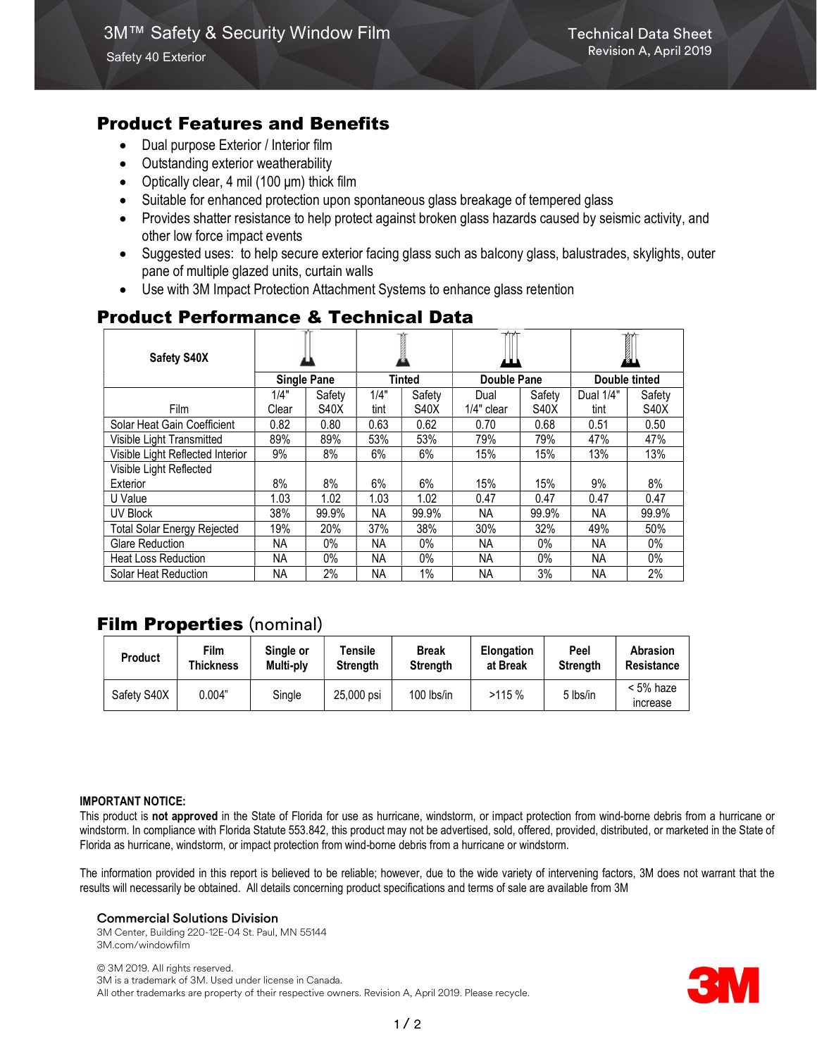# 3M™ Safety & Security Window Film

Safety 40 Exterior

Technical Data Sheet
Revision A, April 2019

## Product Features and Benefits

- Dual purpose Exterior / Interior film
- Outstanding exterior weatherability
- Optically clear, 4 mil (100 µm) thick film
- Suitable for enhanced protection upon spontaneous glass breakage of tempered glass
- Provides shatter resistance to help protect against broken glass hazards caused by seismic activity, and other low force impact events
- Suggested uses: to help secure exterior facing glass such as balcony glass, balustrades, skylights, outer pane of multiple glazed units, curtain walls
- Use with 3M Impact Protection Attachment Systems to enhance glass retention

## Product Performance & Technical Data

| Safety S40X | Single Pane | | Tinted | | Double Pane | | Double tinted | |
|---|---|---|---|---|---|---|---|---|
| Film | 1/4" Clear | Safety S40X | 1/4" tint | Safety S40X | Dual 1/4" clear | Safety S40X | Dual 1/4" tint | Safety S40X |
| Solar Heat Gain Coefficient | 0.82 | 0.80 | 0.63 | 0.62 | 0.70 | 0.68 | 0.51 | 0.50 |
| Visible Light Transmitted | 89% | 89% | 53% | 53% | 79% | 79% | 47% | 47% |
| Visible Light Reflected Interior | 9% | 8% | 6% | 6% | 15% | 15% | 13% | 13% |
| Visible Light Reflected Exterior | 8% | 8% | 6% | 6% | 15% | 15% | 9% | 8% |
| U Value | 1.03 | 1.02 | 1.03 | 1.02 | 0.47 | 0.47 | 0.47 | 0.47 |
| UV Block | 38% | 99.9% | NA | 99.9% | NA | 99.9% | NA | 99.9% |
| Total Solar Energy Rejected | 19% | 20% | 37% | 38% | 30% | 32% | 49% | 50% |
| Glare Reduction | NA | 0% | NA | 0% | NA | 0% | NA | 0% |
| Heat Loss Reduction | NA | 0% | NA | 0% | NA | 0% | NA | 0% |
| Solar Heat Reduction | NA | 2% | NA | 1% | NA | 3% | NA | 2% |

## Film Properties (nominal)

| Product | Film Thickness | Single or Multi-ply | Tensile Strength | Break Strength | Elongation at Break | Peel Strength | Abrasion Resistance |
|---|---|---|---|---|---|---|---|
| Safety S40X | 0.004" | Single | 25,000 psi | 100 lbs/in | >115 % | 5 lbs/in | < 5% haze increase |

**IMPORTANT NOTICE:**

This product is **not approved** in the State of Florida for use as hurricane, windstorm, or impact protection from wind-borne debris from a hurricane or windstorm. In compliance with Florida Statute 553.842, this product may not be advertised, sold, offered, provided, distributed, or marketed in the State of Florida as hurricane, windstorm, or impact protection from wind-borne debris from a hurricane or windstorm.

The information provided in this report is believed to be reliable; however, due to the wide variety of intervening factors, 3M does not warrant that the results will necessarily be obtained. All details concerning product specifications and terms of sale are available from 3M

**Commercial Solutions Division**
3M Center, Building 220-12E-04 St. Paul, MN 55144
3M.com/windowfilm

© 3M 2019. All rights reserved.
3M is a trademark of 3M. Used under license in Canada.
All other trademarks are property of their respective owners. Revision A, April 2019. Please recycle.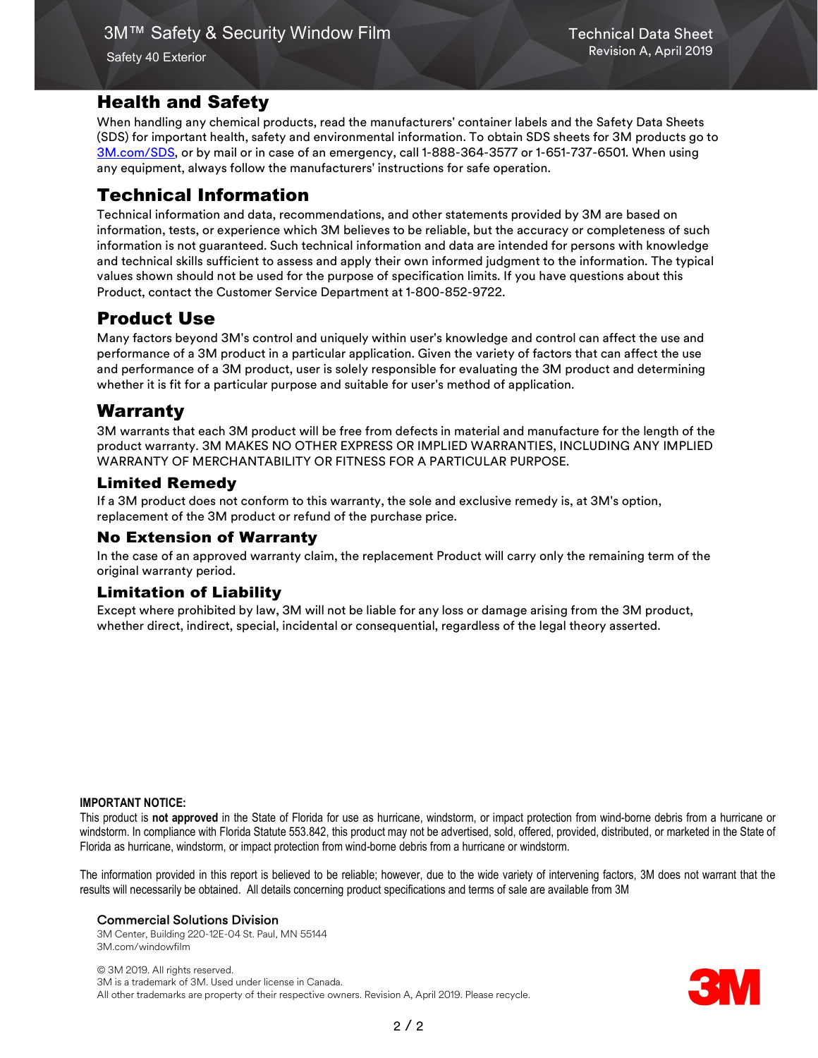## Health and Safety

When handling any chemical products, read the manufacturers' container labels and the Safety Data Sheets (SDS) for important health, safety and environmental information. To obtain SDS sheets for 3M products go to 3M.com/SDS, or by mail or in case of an emergency, call 1-888-364-3577 or 1-651-737-6501. When using any equipment, always follow the manufacturers' instructions for safe operation.

## Technical Information

Technical information and data, recommendations, and other statements provided by 3M are based on information, tests, or experience which 3M believes to be reliable, but the accuracy or completeness of such information is not guaranteed. Such technical information and data are intended for persons with knowledge and technical skills sufficient to assess and apply their own informed judgment to the information. The typical values shown should not be used for the purpose of specification limits. If you have questions about this Product, contact the Customer Service Department at 1-800-852-9722.

## Product Use

Many factors beyond 3M's control and uniquely within user's knowledge and control can affect the use and performance of a 3M product in a particular application. Given the variety of factors that can affect the use and performance of a 3M product, user is solely responsible for evaluating the 3M product and determining whether it is fit for a particular purpose and suitable for user's method of application.

## Warranty

3M warrants that each 3M product will be free from defects in material and manufacture for the length of the product warranty. 3M MAKES NO OTHER EXPRESS OR IMPLIED WARRANTIES, INCLUDING ANY IMPLIED WARRANTY OF MERCHANTABILITY OR FITNESS FOR A PARTICULAR PURPOSE.

### Limited Remedy

If a 3M product does not conform to this warranty, the sole and exclusive remedy is, at 3M's option, replacement of the 3M product or refund of the purchase price.

### No Extension of Warranty

In the case of an approved warranty claim, the replacement Product will carry only the remaining term of the original warranty period.

### Limitation of Liability

Except where prohibited by law, 3M will not be liable for any loss or damage arising from the 3M product, whether direct, indirect, special, incidental or consequential, regardless of the legal theory asserted.

**IMPORTANT NOTICE:**

This product is **not approved** in the State of Florida for use as hurricane, windstorm, or impact protection from wind-borne debris from a hurricane or windstorm. In compliance with Florida Statute 553.842, this product may not be advertised, sold, offered, provided, distributed, or marketed in the State of Florida as hurricane, windstorm, or impact protection from wind-borne debris from a hurricane or windstorm.

The information provided in this report is believed to be reliable; however, due to the wide variety of intervening factors, 3M does not warrant that the results will necessarily be obtained. All details concerning product specifications and terms of sale are available from 3M

**Commercial Solutions Division**
3M Center, Building 220-12E-04 St. Paul, MN 55144
3M.com/windowfilm

© 3M 2019. All rights reserved.
3M is a trademark of 3M. Used under license in Canada.
All other trademarks are property of their respective owners. Revision A, April 2019. Please recycle.